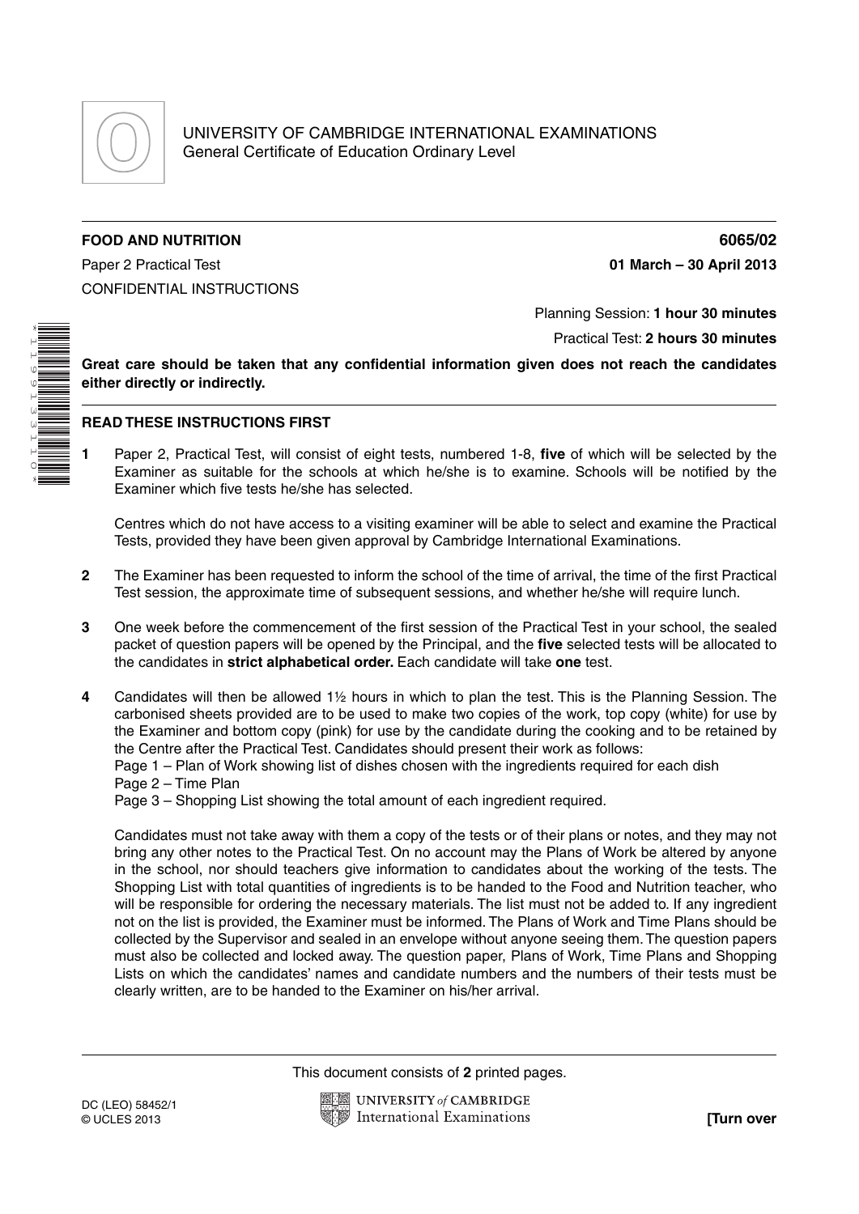UNIVERSITY OF CAMBRIDGE INTERNATIONAL EXAMINATIONS
General Certificate of Education Ordinary Level

**FOOD AND NUTRITION** **6065/02**

Paper 2 Practical Test **01 March – 30 April 2013**

CONFIDENTIAL INSTRUCTIONS

Planning Session: **1 hour 30 minutes**

Practical Test: **2 hours 30 minutes**

**Great care should be taken that any confidential information given does not reach the candidates either directly or indirectly.**

## READ THESE INSTRUCTIONS FIRST

**1** Paper 2, Practical Test, will consist of eight tests, numbered 1-8, **five** of which will be selected by the Examiner as suitable for the schools at which he/she is to examine. Schools will be notified by the Examiner which five tests he/she has selected.

Centres which do not have access to a visiting examiner will be able to select and examine the Practical Tests, provided they have been given approval by Cambridge International Examinations.

**2** The Examiner has been requested to inform the school of the time of arrival, the time of the first Practical Test session, the approximate time of subsequent sessions, and whether he/she will require lunch.

**3** One week before the commencement of the first session of the Practical Test in your school, the sealed packet of question papers will be opened by the Principal, and the **five** selected tests will be allocated to the candidates in **strict alphabetical order.** Each candidate will take **one** test.

**4** Candidates will then be allowed 1½ hours in which to plan the test. This is the Planning Session. The carbonised sheets provided are to be used to make two copies of the work, top copy (white) for use by the Examiner and bottom copy (pink) for use by the candidate during the cooking and to be retained by the Centre after the Practical Test. Candidates should present their work as follows:
Page 1 – Plan of Work showing list of dishes chosen with the ingredients required for each dish
Page 2 – Time Plan
Page 3 – Shopping List showing the total amount of each ingredient required.

Candidates must not take away with them a copy of the tests or of their plans or notes, and they may not bring any other notes to the Practical Test. On no account may the Plans of Work be altered by anyone in the school, nor should teachers give information to candidates about the working of the tests. The Shopping List with total quantities of ingredients is to be handed to the Food and Nutrition teacher, who will be responsible for ordering the necessary materials. The list must not be added to. If any ingredient not on the list is provided, the Examiner must be informed. The Plans of Work and Time Plans should be collected by the Supervisor and sealed in an envelope without anyone seeing them. The question papers must also be collected and locked away. The question paper, Plans of Work, Time Plans and Shopping Lists on which the candidates' names and candidate numbers and the numbers of their tests must be clearly written, are to be handed to the Examiner on his/her arrival.

This document consists of **2** printed pages.

DC (LEO) 58452/1
© UCLES 2013

**[Turn over**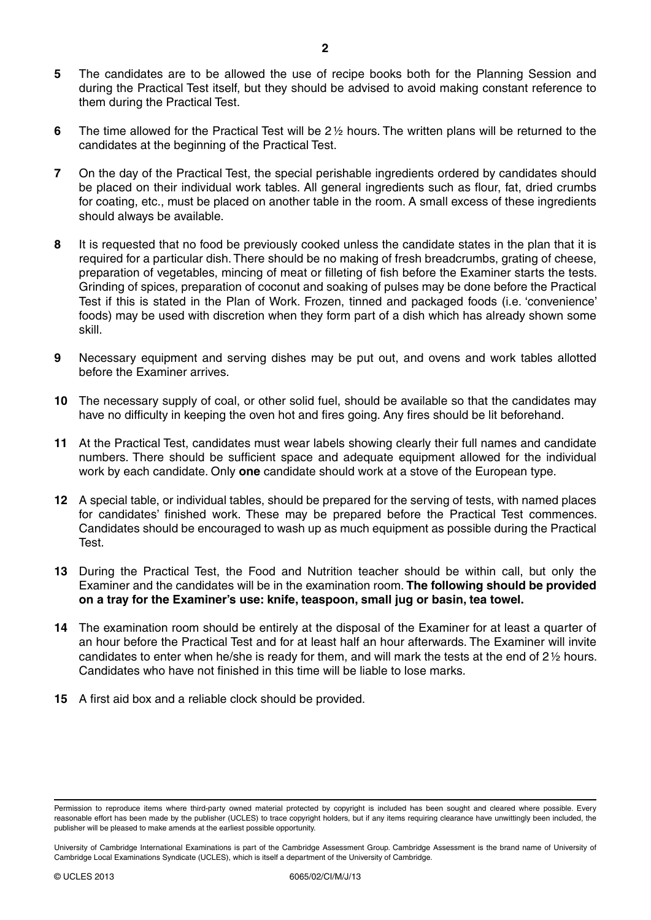5 The candidates are to be allowed the use of recipe books both for the Planning Session and during the Practical Test itself, but they should be advised to avoid making constant reference to them during the Practical Test.

6 The time allowed for the Practical Test will be 2½ hours. The written plans will be returned to the candidates at the beginning of the Practical Test.

7 On the day of the Practical Test, the special perishable ingredients ordered by candidates should be placed on their individual work tables. All general ingredients such as flour, fat, dried crumbs for coating, etc., must be placed on another table in the room. A small excess of these ingredients should always be available.

8 It is requested that no food be previously cooked unless the candidate states in the plan that it is required for a particular dish. There should be no making of fresh breadcrumbs, grating of cheese, preparation of vegetables, mincing of meat or filleting of fish before the Examiner starts the tests. Grinding of spices, preparation of coconut and soaking of pulses may be done before the Practical Test if this is stated in the Plan of Work. Frozen, tinned and packaged foods (i.e. 'convenience' foods) may be used with discretion when they form part of a dish which has already shown some skill.

9 Necessary equipment and serving dishes may be put out, and ovens and work tables allotted before the Examiner arrives.

10 The necessary supply of coal, or other solid fuel, should be available so that the candidates may have no difficulty in keeping the oven hot and fires going. Any fires should be lit beforehand.

11 At the Practical Test, candidates must wear labels showing clearly their full names and candidate numbers. There should be sufficient space and adequate equipment allowed for the individual work by each candidate. Only **one** candidate should work at a stove of the European type.

12 A special table, or individual tables, should be prepared for the serving of tests, with named places for candidates' finished work. These may be prepared before the Practical Test commences. Candidates should be encouraged to wash up as much equipment as possible during the Practical Test.

13 During the Practical Test, the Food and Nutrition teacher should be within call, but only the Examiner and the candidates will be in the examination room. **The following should be provided on a tray for the Examiner's use: knife, teaspoon, small jug or basin, tea towel.**

14 The examination room should be entirely at the disposal of the Examiner for at least a quarter of an hour before the Practical Test and for at least half an hour afterwards. The Examiner will invite candidates to enter when he/she is ready for them, and will mark the tests at the end of 2½ hours. Candidates who have not finished in this time will be liable to lose marks.

15 A first aid box and a reliable clock should be provided.

Permission to reproduce items where third-party owned material protected by copyright is included has been sought and cleared where possible. Every reasonable effort has been made by the publisher (UCLES) to trace copyright holders, but if any items requiring clearance have unwittingly been included, the publisher will be pleased to make amends at the earliest possible opportunity.

University of Cambridge International Examinations is part of the Cambridge Assessment Group. Cambridge Assessment is the brand name of University of Cambridge Local Examinations Syndicate (UCLES), which is itself a department of the University of Cambridge.